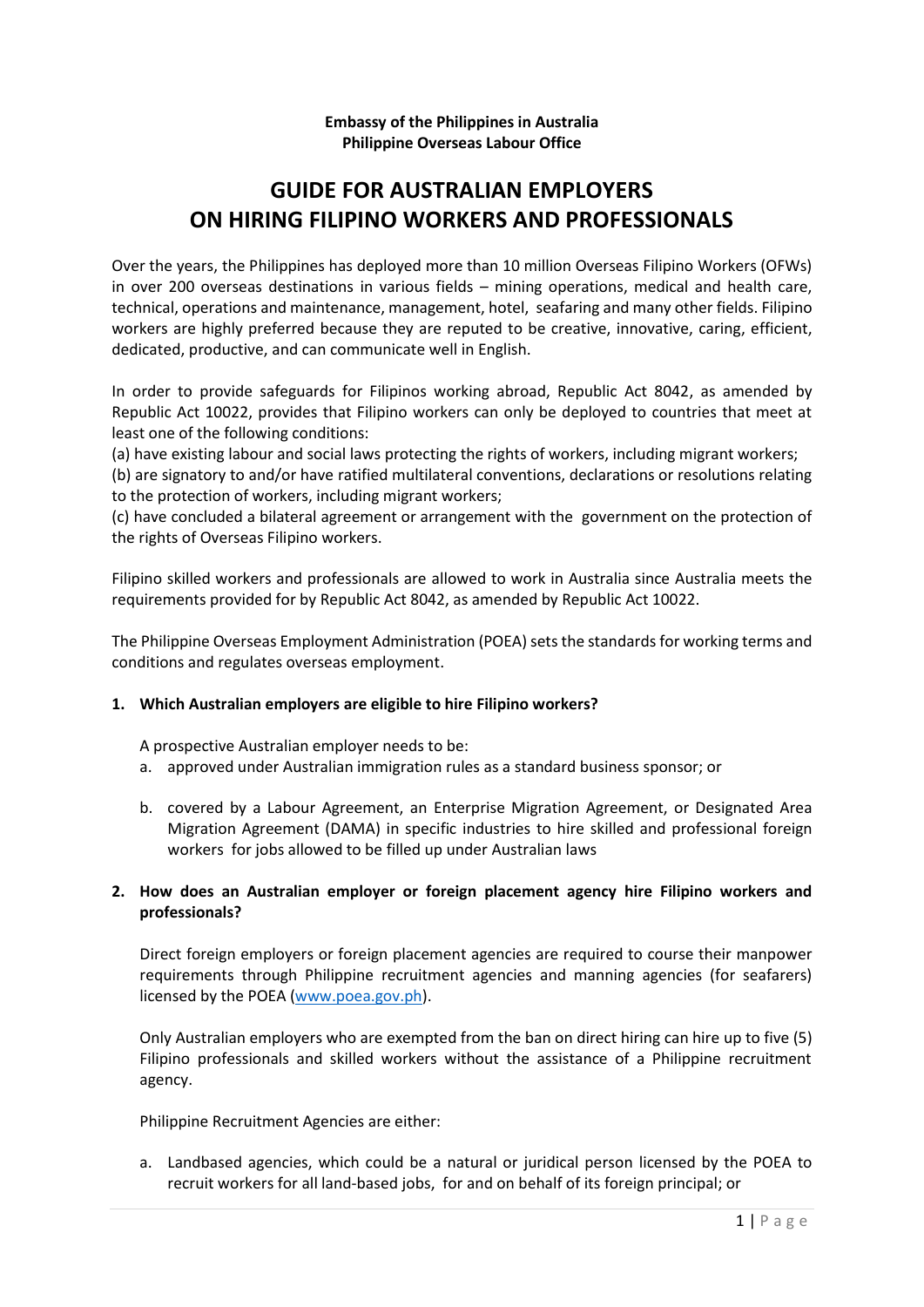**Embassy of the Philippines in Australia**
**Philippine Overseas Labour Office**

# GUIDE FOR AUSTRALIAN EMPLOYERS ON HIRING FILIPINO WORKERS AND PROFESSIONALS

Over the years, the Philippines has deployed more than 10 million Overseas Filipino Workers (OFWs) in over 200 overseas destinations in various fields – mining operations, medical and health care, technical, operations and maintenance, management, hotel, seafaring and many other fields. Filipino workers are highly preferred because they are reputed to be creative, innovative, caring, efficient, dedicated, productive, and can communicate well in English.

In order to provide safeguards for Filipinos working abroad, Republic Act 8042, as amended by Republic Act 10022, provides that Filipino workers can only be deployed to countries that meet at least one of the following conditions:

(a) have existing labour and social laws protecting the rights of workers, including migrant workers;
(b) are signatory to and/or have ratified multilateral conventions, declarations or resolutions relating to the protection of workers, including migrant workers;
(c) have concluded a bilateral agreement or arrangement with the government on the protection of the rights of Overseas Filipino workers.

Filipino skilled workers and professionals are allowed to work in Australia since Australia meets the requirements provided for by Republic Act 8042, as amended by Republic Act 10022.

The Philippine Overseas Employment Administration (POEA) sets the standards for working terms and conditions and regulates overseas employment.

**1. Which Australian employers are eligible to hire Filipino workers?**

A prospective Australian employer needs to be:

a. approved under Australian immigration rules as a standard business sponsor; or

b. covered by a Labour Agreement, an Enterprise Migration Agreement, or Designated Area Migration Agreement (DAMA) in specific industries to hire skilled and professional foreign workers for jobs allowed to be filled up under Australian laws

**2. How does an Australian employer or foreign placement agency hire Filipino workers and professionals?**

Direct foreign employers or foreign placement agencies are required to course their manpower requirements through Philippine recruitment agencies and manning agencies (for seafarers) licensed by the POEA (www.poea.gov.ph).

Only Australian employers who are exempted from the ban on direct hiring can hire up to five (5) Filipino professionals and skilled workers without the assistance of a Philippine recruitment agency.

Philippine Recruitment Agencies are either:

a. Landbased agencies, which could be a natural or juridical person licensed by the POEA to recruit workers for all land-based jobs, for and on behalf of its foreign principal; or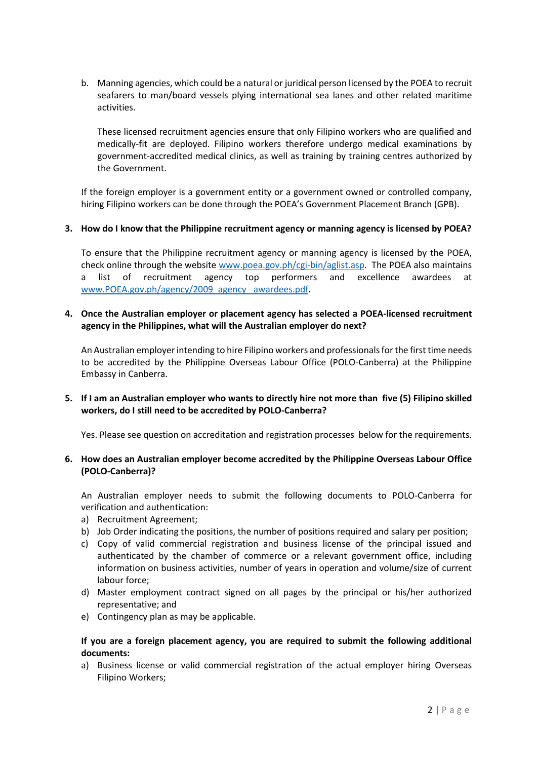b. Manning agencies, which could be a natural or juridical person licensed by the POEA to recruit seafarers to man/board vessels plying international sea lanes and other related maritime activities.

   These licensed recruitment agencies ensure that only Filipino workers who are qualified and medically-fit are deployed. Filipino workers therefore undergo medical examinations by government-accredited medical clinics, as well as training by training centres authorized by the Government.

If the foreign employer is a government entity or a government owned or controlled company, hiring Filipino workers can be done through the POEA's Government Placement Branch (GPB).

**3. How do I know that the Philippine recruitment agency or manning agency is licensed by POEA?**

To ensure that the Philippine recruitment agency or manning agency is licensed by the POEA, check online through the website www.poea.gov.ph/cgi-bin/aglist.asp. The POEA also maintains a list of recruitment agency top performers and excellence awardees at www.POEA.gov.ph/agency/2009_agency_awardees.pdf.

**4. Once the Australian employer or placement agency has selected a POEA-licensed recruitment agency in the Philippines, what will the Australian employer do next?**

An Australian employer intending to hire Filipino workers and professionals for the first time needs to be accredited by the Philippine Overseas Labour Office (POLO-Canberra) at the Philippine Embassy in Canberra.

**5. If I am an Australian employer who wants to directly hire not more than five (5) Filipino skilled workers, do I still need to be accredited by POLO-Canberra?**

Yes. Please see question on accreditation and registration processes below for the requirements.

**6. How does an Australian employer become accredited by the Philippine Overseas Labour Office (POLO-Canberra)?**

An Australian employer needs to submit the following documents to POLO-Canberra for verification and authentication:

a) Recruitment Agreement;
b) Job Order indicating the positions, the number of positions required and salary per position;
c) Copy of valid commercial registration and business license of the principal issued and authenticated by the chamber of commerce or a relevant government office, including information on business activities, number of years in operation and volume/size of current labour force;
d) Master employment contract signed on all pages by the principal or his/her authorized representative; and
e) Contingency plan as may be applicable.

**If you are a foreign placement agency, you are required to submit the following additional documents:**

a) Business license or valid commercial registration of the actual employer hiring Overseas Filipino Workers;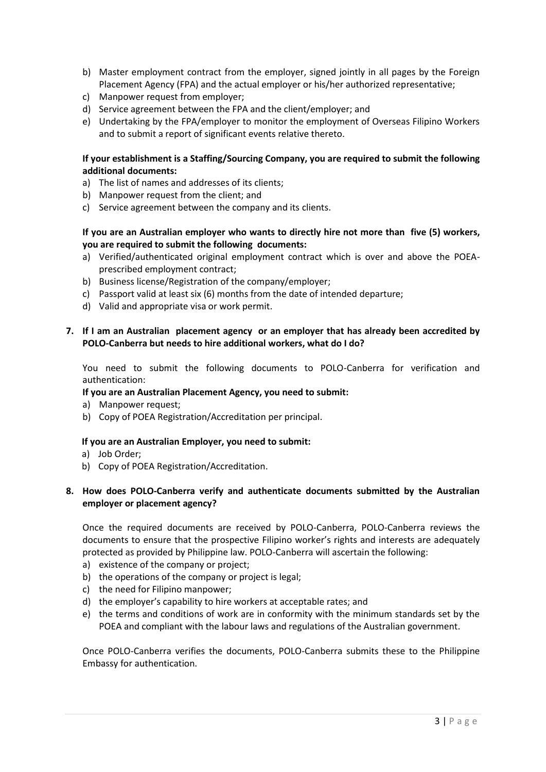b) Master employment contract from the employer, signed jointly in all pages by the Foreign Placement Agency (FPA) and the actual employer or his/her authorized representative;
c) Manpower request from employer;
d) Service agreement between the FPA and the client/employer; and
e) Undertaking by the FPA/employer to monitor the employment of Overseas Filipino Workers and to submit a report of significant events relative thereto.

**If your establishment is a Staffing/Sourcing Company, you are required to submit the following additional documents:**

a) The list of names and addresses of its clients;
b) Manpower request from the client; and
c) Service agreement between the company and its clients.

**If you are an Australian employer who wants to directly hire not more than five (5) workers, you are required to submit the following documents:**

a) Verified/authenticated original employment contract which is over and above the POEA-prescribed employment contract;
b) Business license/Registration of the company/employer;
c) Passport valid at least six (6) months from the date of intended departure;
d) Valid and appropriate visa or work permit.

**7. If I am an Australian placement agency or an employer that has already been accredited by POLO-Canberra but needs to hire additional workers, what do I do?**

You need to submit the following documents to POLO-Canberra for verification and authentication:

**If you are an Australian Placement Agency, you need to submit:**

a) Manpower request;
b) Copy of POEA Registration/Accreditation per principal.

**If you are an Australian Employer, you need to submit:**

a) Job Order;
b) Copy of POEA Registration/Accreditation.

**8. How does POLO-Canberra verify and authenticate documents submitted by the Australian employer or placement agency?**

Once the required documents are received by POLO-Canberra, POLO-Canberra reviews the documents to ensure that the prospective Filipino worker's rights and interests are adequately protected as provided by Philippine law. POLO-Canberra will ascertain the following:

a) existence of the company or project;
b) the operations of the company or project is legal;
c) the need for Filipino manpower;
d) the employer's capability to hire workers at acceptable rates; and
e) the terms and conditions of work are in conformity with the minimum standards set by the POEA and compliant with the labour laws and regulations of the Australian government.

Once POLO-Canberra verifies the documents, POLO-Canberra submits these to the Philippine Embassy for authentication.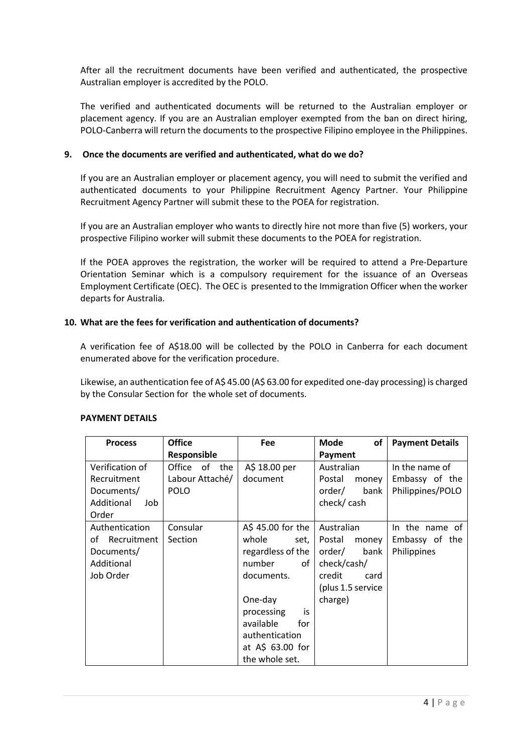After all the recruitment documents have been verified and authenticated, the prospective Australian employer is accredited by the POLO.

The verified and authenticated documents will be returned to the Australian employer or placement agency. If you are an Australian employer exempted from the ban on direct hiring, POLO-Canberra will return the documents to the prospective Filipino employee in the Philippines.

**9. Once the documents are verified and authenticated, what do we do?**

If you are an Australian employer or placement agency, you will need to submit the verified and authenticated documents to your Philippine Recruitment Agency Partner. Your Philippine Recruitment Agency Partner will submit these to the POEA for registration.

If you are an Australian employer who wants to directly hire not more than five (5) workers, your prospective Filipino worker will submit these documents to the POEA for registration.

If the POEA approves the registration, the worker will be required to attend a Pre-Departure Orientation Seminar which is a compulsory requirement for the issuance of an Overseas Employment Certificate (OEC). The OEC is presented to the Immigration Officer when the worker departs for Australia.

**10. What are the fees for verification and authentication of documents?**

A verification fee of A$18.00 will be collected by the POLO in Canberra for each document enumerated above for the verification procedure.

Likewise, an authentication fee of A$ 45.00 (A$ 63.00 for expedited one-day processing) is charged by the Consular Section for the whole set of documents.

**PAYMENT DETAILS**

| Process | Office Responsible | Fee | Mode of Payment | Payment Details |
|---|---|---|---|---|
| Verification of Recruitment Documents/ Additional Job Order | Office of the Labour Attaché/ POLO | A$ 18.00 per document | Australian Postal money order/ bank check/ cash | In the name of Embassy of the Philippines/POLO |
| Authentication of Recruitment Documents/ Additional Job Order | Consular Section | A$ 45.00 for the whole set, regardless of the number of documents. One-day processing is available for authentication at A$ 63.00 for the whole set. | Australian Postal money order/ bank check/cash/ credit card (plus 1.5 service charge) | In the name of Embassy of the Philippines |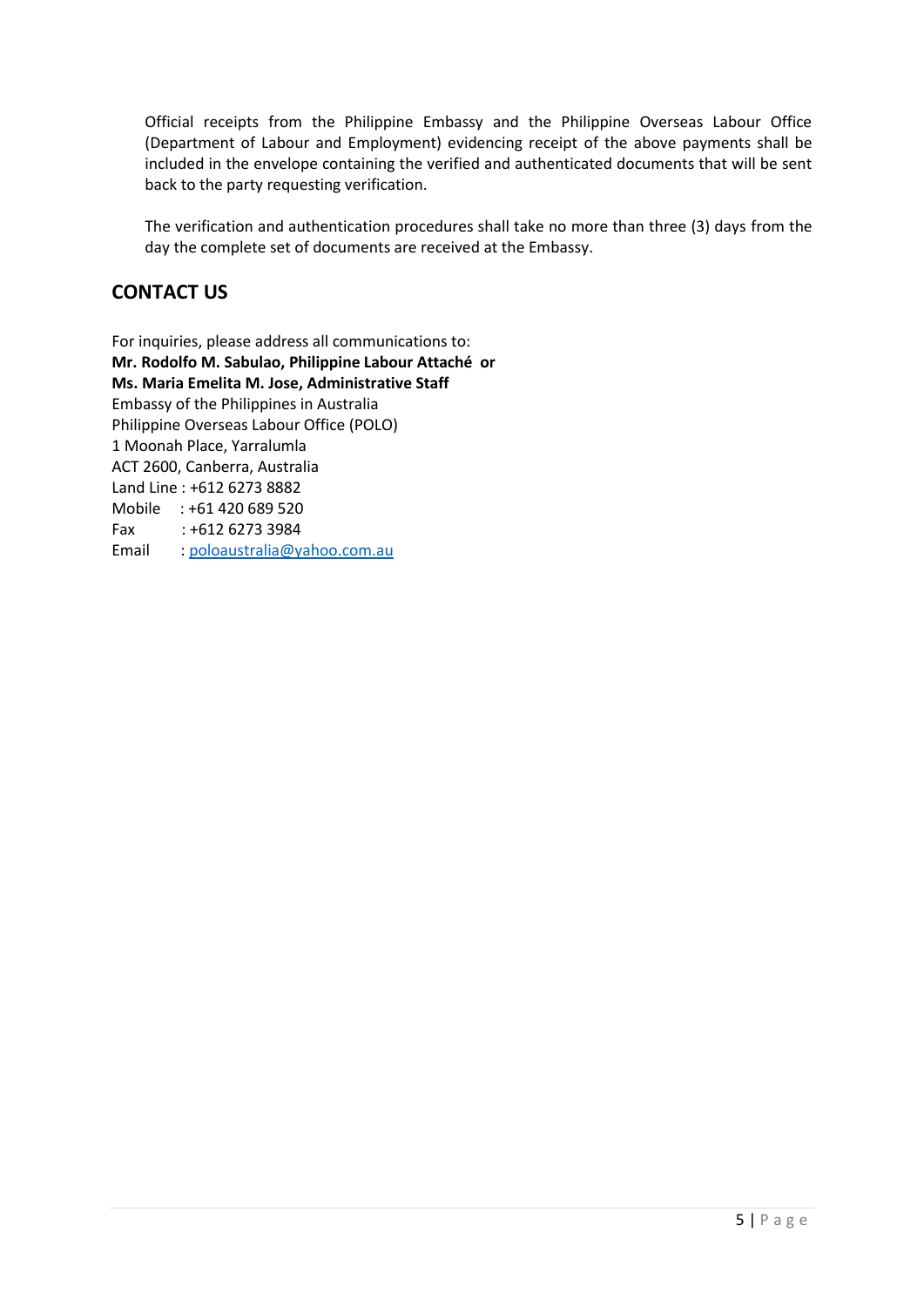Official receipts from the Philippine Embassy and the Philippine Overseas Labour Office (Department of Labour and Employment) evidencing receipt of the above payments shall be included in the envelope containing the verified and authenticated documents that will be sent back to the party requesting verification.

The verification and authentication procedures shall take no more than three (3) days from the day the complete set of documents are received at the Embassy.

## CONTACT US

For inquiries, please address all communications to:
**Mr. Rodolfo M. Sabulao, Philippine Labour Attaché or**
**Ms. Maria Emelita M. Jose, Administrative Staff**
Embassy of the Philippines in Australia
Philippine Overseas Labour Office (POLO)
1 Moonah Place, Yarralumla
ACT 2600, Canberra, Australia
Land Line : +612 6273 8882
Mobile : +61 420 689 520
Fax : +612 6273 3984
Email : poloaustralia@yahoo.com.au